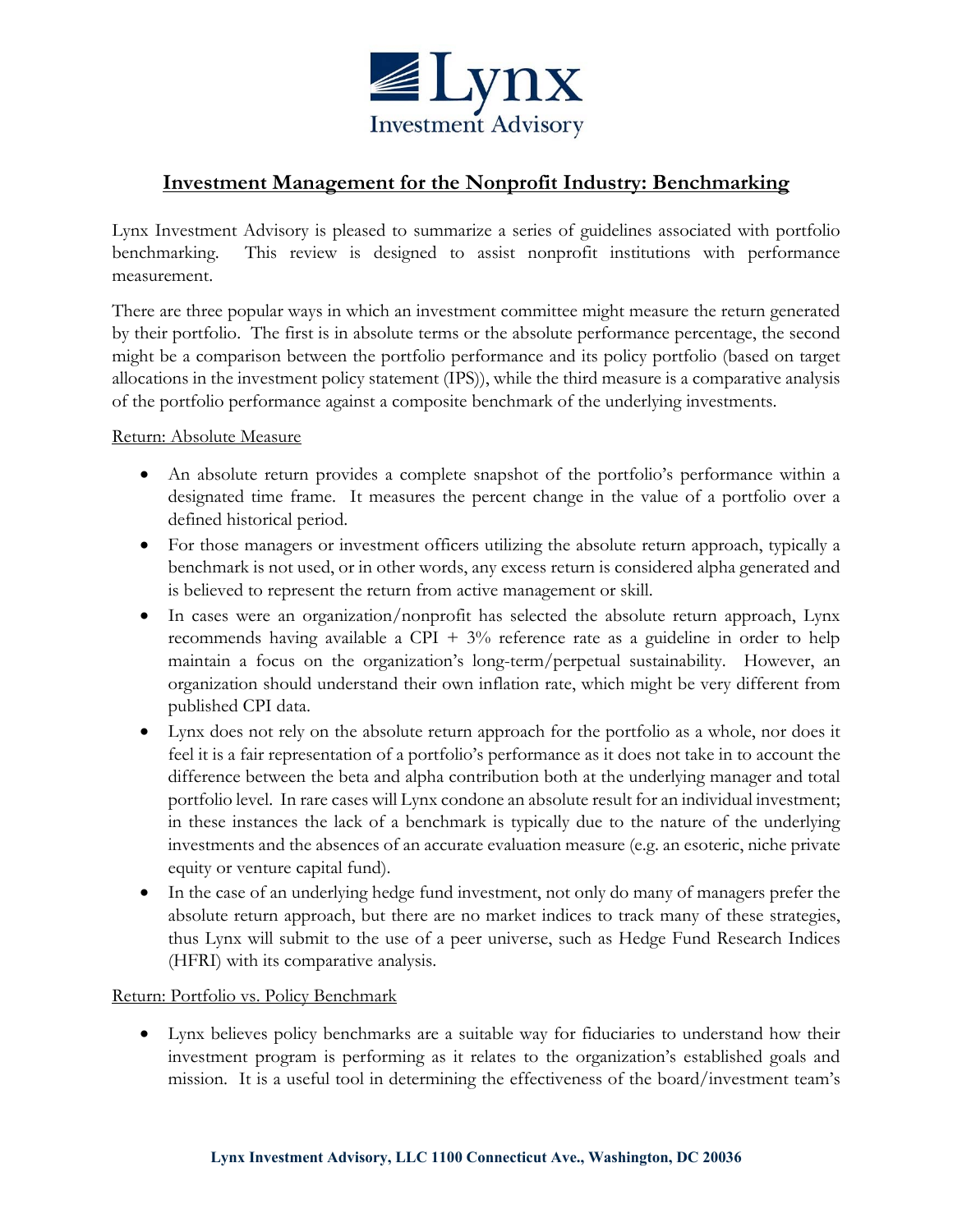# Investment Management for the Nonprofit Industry: Benchmarking

Lynx Investment Advisory is pleased to summarize a series of guidelines associated with portfolio benchmarking. This review is designed to assist nonprofit institutions with performance measurement.

There are three popular ways in which an investment committee might measure the return generated by their portfolio. The first is in absolute terms or the absolute performance percentage, the second might be a comparison between the portfolio performance and its policy portfolio (based on target allocations in the investment policy statement (IPS)), while the third measure is a comparative analysis of the portfolio performance against a composite benchmark of the underlying investments.

Return: Absolute Measure

- An absolute return provides a complete snapshot of the portfolio's performance within a designated time frame. It measures the percent change in the value of a portfolio over a defined historical period.
- For those managers or investment officers utilizing the absolute return approach, typically a benchmark is not used, or in other words, any excess return is considered alpha generated and is believed to represent the return from active management or skill.
- In cases were an organization/nonprofit has selected the absolute return approach, Lynx recommends having available a CPI + 3% reference rate as a guideline in order to help maintain a focus on the organization's long-term/perpetual sustainability. However, an organization should understand their own inflation rate, which might be very different from published CPI data.
- Lynx does not rely on the absolute return approach for the portfolio as a whole, nor does it feel it is a fair representation of a portfolio's performance as it does not take in to account the difference between the beta and alpha contribution both at the underlying manager and total portfolio level. In rare cases will Lynx condone an absolute result for an individual investment; in these instances the lack of a benchmark is typically due to the nature of the underlying investments and the absences of an accurate evaluation measure (e.g. an esoteric, niche private equity or venture capital fund).
- In the case of an underlying hedge fund investment, not only do many of managers prefer the absolute return approach, but there are no market indices to track many of these strategies, thus Lynx will submit to the use of a peer universe, such as Hedge Fund Research Indices (HFRI) with its comparative analysis.

Return: Portfolio vs. Policy Benchmark

- Lynx believes policy benchmarks are a suitable way for fiduciaries to understand how their investment program is performing as it relates to the organization's established goals and mission. It is a useful tool in determining the effectiveness of the board/investment team's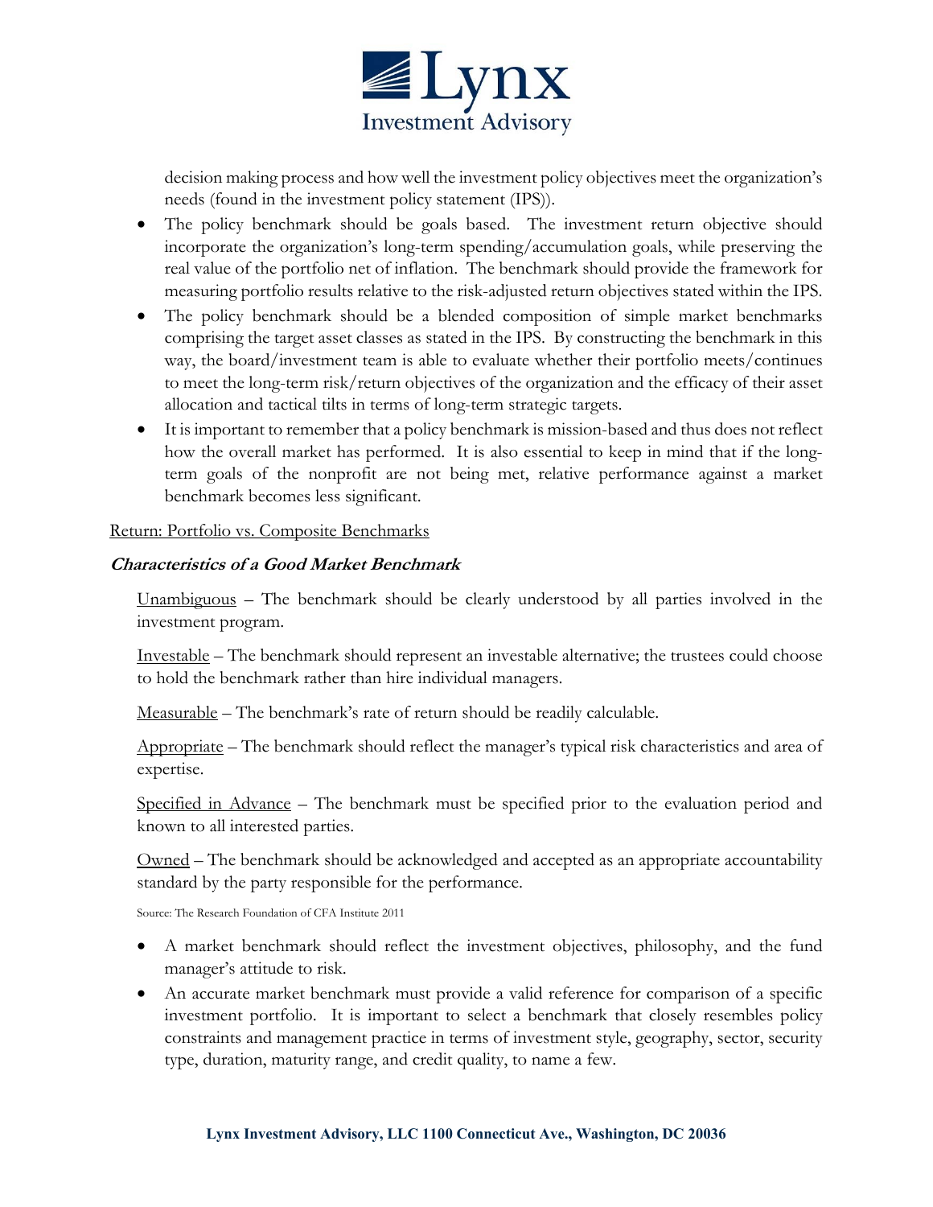decision making process and how well the investment policy objectives meet the organization's needs (found in the investment policy statement (IPS)).

- The policy benchmark should be goals based. The investment return objective should incorporate the organization's long-term spending/accumulation goals, while preserving the real value of the portfolio net of inflation. The benchmark should provide the framework for measuring portfolio results relative to the risk-adjusted return objectives stated within the IPS.
- The policy benchmark should be a blended composition of simple market benchmarks comprising the target asset classes as stated in the IPS. By constructing the benchmark in this way, the board/investment team is able to evaluate whether their portfolio meets/continues to meet the long-term risk/return objectives of the organization and the efficacy of their asset allocation and tactical tilts in terms of long-term strategic targets.
- It is important to remember that a policy benchmark is mission-based and thus does not reflect how the overall market has performed. It is also essential to keep in mind that if the long-term goals of the nonprofit are not being met, relative performance against a market benchmark becomes less significant.

Return: Portfolio vs. Composite Benchmarks

### *Characteristics of a Good Market Benchmark*

Unambiguous – The benchmark should be clearly understood by all parties involved in the investment program.

Investable – The benchmark should represent an investable alternative; the trustees could choose to hold the benchmark rather than hire individual managers.

Measurable – The benchmark's rate of return should be readily calculable.

Appropriate – The benchmark should reflect the manager's typical risk characteristics and area of expertise.

Specified in Advance – The benchmark must be specified prior to the evaluation period and known to all interested parties.

Owned – The benchmark should be acknowledged and accepted as an appropriate accountability standard by the party responsible for the performance.

Source: The Research Foundation of CFA Institute 2011

- A market benchmark should reflect the investment objectives, philosophy, and the fund manager's attitude to risk.
- An accurate market benchmark must provide a valid reference for comparison of a specific investment portfolio. It is important to select a benchmark that closely resembles policy constraints and management practice in terms of investment style, geography, sector, security type, duration, maturity range, and credit quality, to name a few.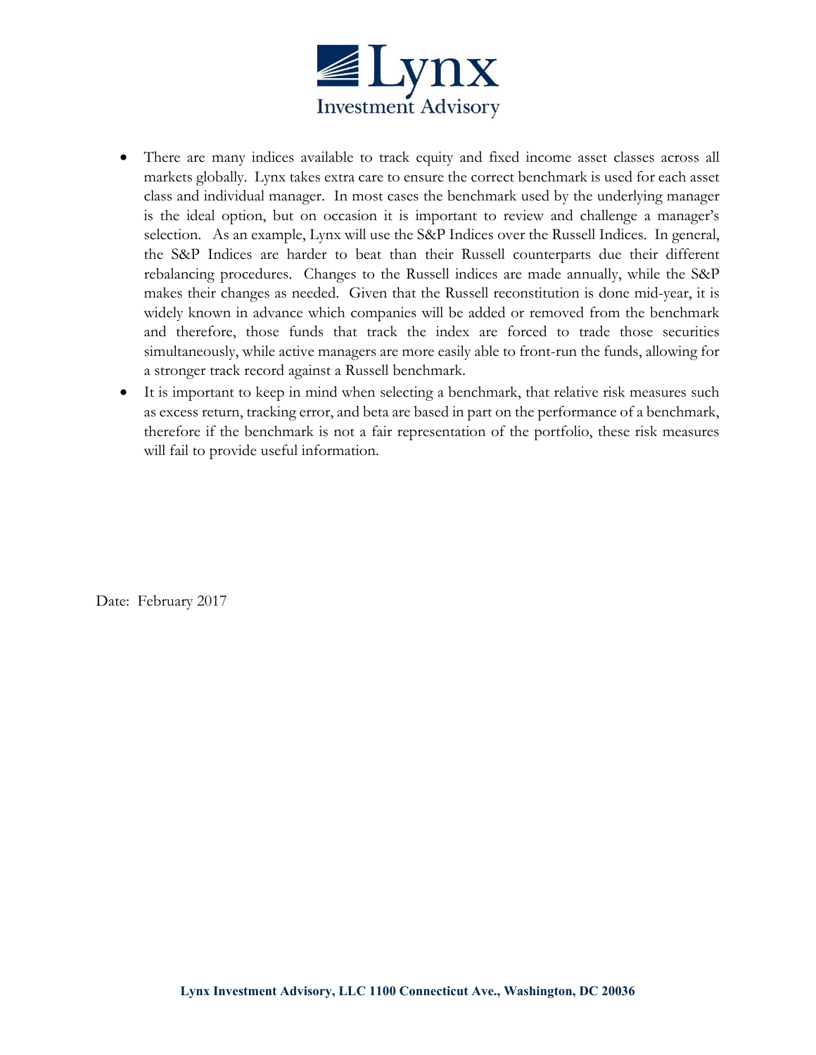- There are many indices available to track equity and fixed income asset classes across all markets globally. Lynx takes extra care to ensure the correct benchmark is used for each asset class and individual manager. In most cases the benchmark used by the underlying manager is the ideal option, but on occasion it is important to review and challenge a manager's selection. As an example, Lynx will use the S&P Indices over the Russell Indices. In general, the S&P Indices are harder to beat than their Russell counterparts due their different rebalancing procedures. Changes to the Russell indices are made annually, while the S&P makes their changes as needed. Given that the Russell reconstitution is done mid-year, it is widely known in advance which companies will be added or removed from the benchmark and therefore, those funds that track the index are forced to trade those securities simultaneously, while active managers are more easily able to front-run the funds, allowing for a stronger track record against a Russell benchmark.
- It is important to keep in mind when selecting a benchmark, that relative risk measures such as excess return, tracking error, and beta are based in part on the performance of a benchmark, therefore if the benchmark is not a fair representation of the portfolio, these risk measures will fail to provide useful information.

Date: February 2017